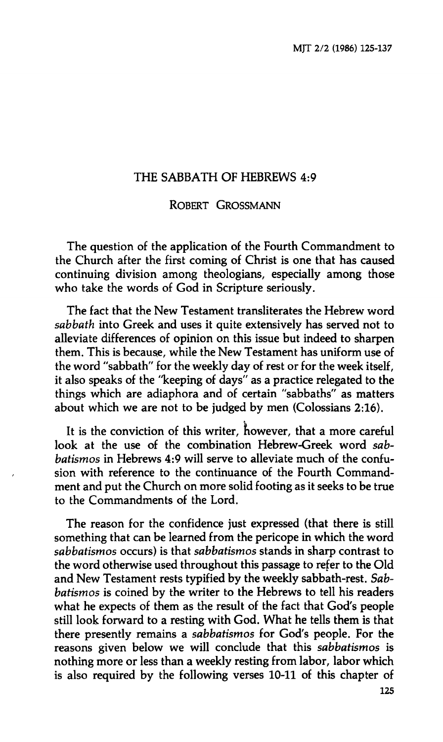# THE SABBATH OF HEBREWS 4:9

## ROBERT GROSSMANN

The question of the application of the Fourth Commandment to the Church after the first coming of Christ is one that has caused continuing division among theologians, especially among those who take the words of God in Scripture seriously.

The fact that the New Testament transliterates the Hebrew word *sabbath* into Greek and uses it quite extensively has served not to alleviate differences of opinion on this issue but indeed to sharpen them. This is because, while the New Testament has uniform use of the word "sabbath" for the weekly day of rest or for the week itself, it also speaks of the "keeping of days" as a practice relegated to the things which are adiaphora and of certain "sabbaths" as matters about which we are not to be judged by men (Colossians 2:16).

It is the conviction of this writer, however, that a more careful look at the use of the combination Hebrew-Greek word *sabbatismos* in Hebrews 4:9 will serve to alleviate much of the confusion with reference to the continuance of the Fourth Commandment and put the Church on more solid footing as it seeks to be true to the Commandments of the Lord.

The reason for the confidence just expressed (that there is still something that can be learned from the pericope in which the word *sabbatismos* occurs) is that *sabbatismos* stands in sharp contrast to the word otherwise used throughout this passage to refer to the Old and New Testament rests typified by the weekly sabbath-rest. *Sabbatismos* is coined by the writer to the Hebrews to tell his readers what he expects of them as the result of the fact that God's people still look forward to a resting with God. What he tells them is that there presently remains a *sabbatismos* for God's people. For the reasons given below we will conclude that this *sabbatismos* is nothing more or less than a weekly resting from labor, labor which is also required by the following verses 10-11 of this chapter of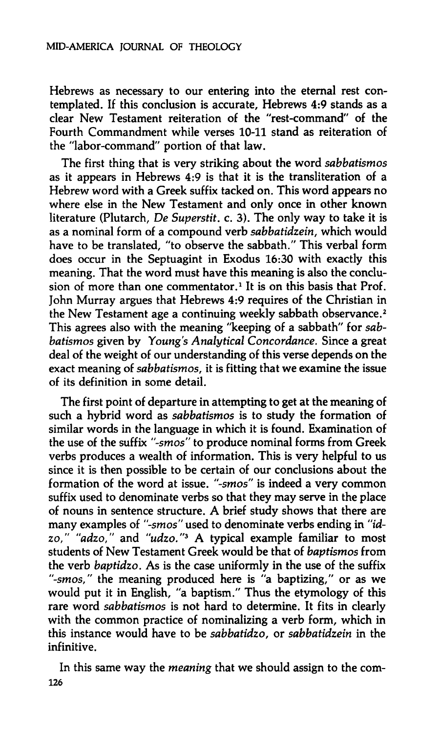Hebrews as necessary to our entering into the eternal rest contemplated. If this conclusion is accurate, Hebrews 4:9 stands as a clear New Testament reiteration of the "rest-command" of the Fourth Commandment while verses 10-11 stand as reiteration of the "labor-command" portion of that law.

The first thing that is very striking about the word *sabbatismos* as it appears in Hebrews 4:9 is that it is the transliteration of a Hebrew word with a Greek suffix tacked on. This word appears no where else in the New Testament and only once in other known literature (Plutarch, *De Superstit.* c. 3). The only way to take it is as a nominal form of a compound verb *sabbatidzein*, which would have to be translated, "to observe the sabbath." This verbal form does occur in the Septuagint in Exodus 16:30 with exactly this meaning. That the word must have this meaning is also the conclusion of more than one commentator.[1] It is on this basis that Prof. John Murray argues that Hebrews 4:9 requires of the Christian in the New Testament age a continuing weekly sabbath observance.[2] This agrees also with the meaning "keeping of a sabbath" for *sabbatismos* given by *Young's Analytical Concordance.* Since a great deal of the weight of our understanding of this verse depends on the exact meaning of *sabbatismos*, it is fitting that we examine the issue of its definition in some detail.

The first point of departure in attempting to get at the meaning of such a hybrid word as *sabbatismos* is to study the formation of similar words in the language in which it is found. Examination of the use of the suffix *"-smos"* to produce nominal forms from Greek verbs produces a wealth of information. This is very helpful to us since it is then possible to be certain of our conclusions about the formation of the word at issue. *"-smos"* is indeed a very common suffix used to denominate verbs so that they may serve in the place of nouns in sentence structure. A brief study shows that there are many examples of *"-smos"* used to denominate verbs ending in *"idzo," "adzo,"* and *"udzo."*[3] A typical example familiar to most students of New Testament Greek would be that of *baptismos* from the verb *baptidzo*. As is the case uniformly in the use of the suffix *"-smos,"* the meaning produced here is "a baptizing," or as we would put it in English, "a baptism." Thus the etymology of this rare word *sabbatismos* is not hard to determine. It fits in clearly with the common practice of nominalizing a verb form, which in this instance would have to be *sabbatidzo*, or *sabbatidzein* in the infinitive.

In this same way the *meaning* that we should assign to the com-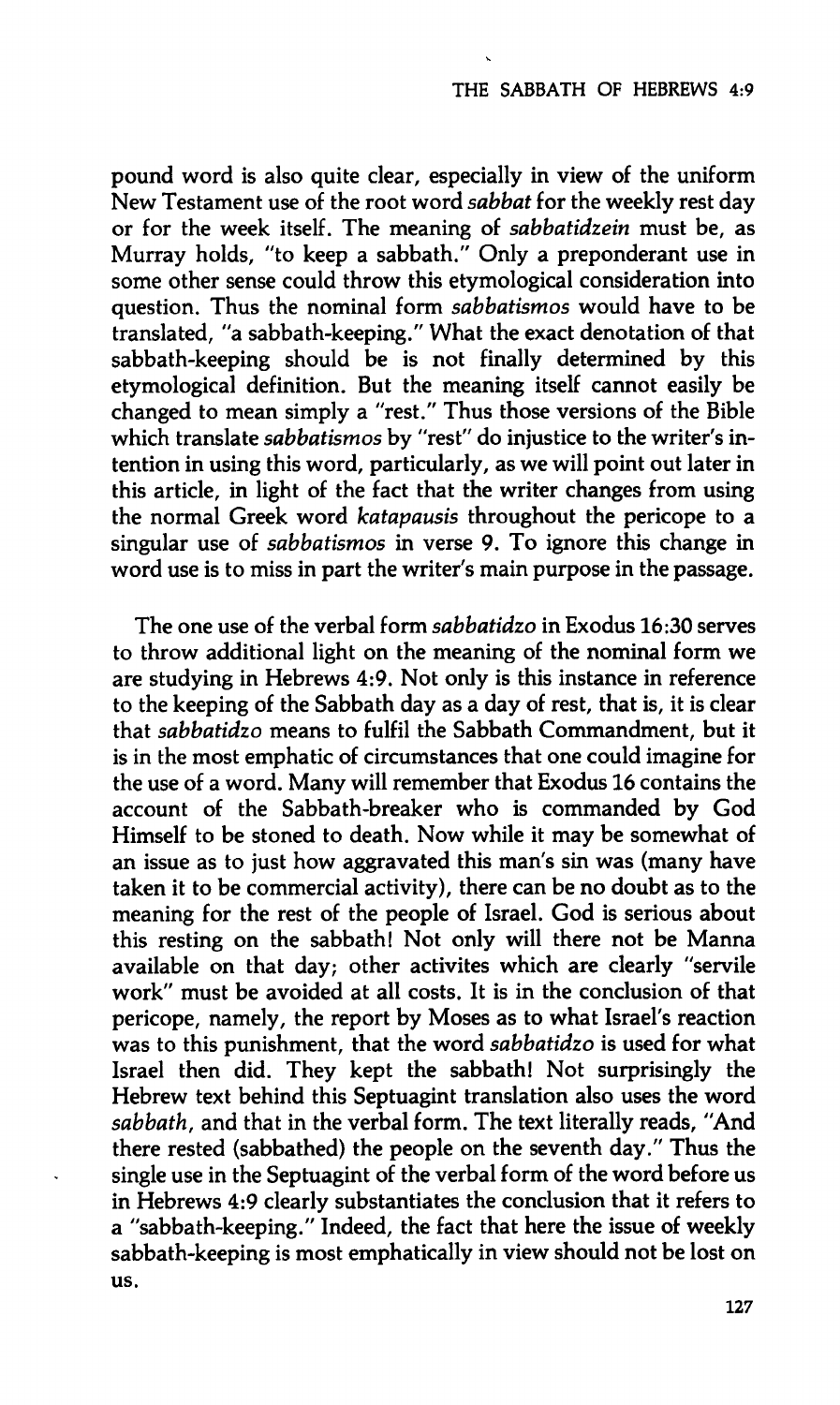pound word is also quite clear, especially in view of the uniform New Testament use of the root word *sabbat* for the weekly rest day or for the week itself. The meaning of *sabbatidzein* must be, as Murray holds, "to keep a sabbath." Only a preponderant use in some other sense could throw this etymological consideration into question. Thus the nominal form *sabbatismos* would have to be translated, "a sabbath-keeping." What the exact denotation of that sabbath-keeping should be is not finally determined by this etymological definition. But the meaning itself cannot easily be changed to mean simply a "rest." Thus those versions of the Bible which translate *sabbatismos* by "rest" do injustice to the writer's intention in using this word, particularly, as we will point out later in this article, in light of the fact that the writer changes from using the normal Greek word *katapausis* throughout the pericope to a singular use of *sabbatismos* in verse 9. To ignore this change in word use is to miss in part the writer's main purpose in the passage.

The one use of the verbal form *sabbatidzo* in Exodus 16:30 serves to throw additional light on the meaning of the nominal form we are studying in Hebrews 4:9. Not only is this instance in reference to the keeping of the Sabbath day as a day of rest, that is, it is clear that *sabbatidzo* means to fulfil the Sabbath Commandment, but it is in the most emphatic of circumstances that one could imagine for the use of a word. Many will remember that Exodus 16 contains the account of the Sabbath-breaker who is commanded by God Himself to be stoned to death. Now while it may be somewhat of an issue as to just how aggravated this man's sin was (many have taken it to be commercial activity), there can be no doubt as to the meaning for the rest of the people of Israel. God is serious about this resting on the sabbath! Not only will there not be Manna available on that day; other activites which are clearly "servile work" must be avoided at all costs. It is in the conclusion of that pericope, namely, the report by Moses as to what Israel's reaction was to this punishment, that the word *sabbatidzo* is used for what Israel then did. They kept the sabbath! Not surprisingly the Hebrew text behind this Septuagint translation also uses the word *sabbath*, and that in the verbal form. The text literally reads, "And there rested (sabbathed) the people on the seventh day." Thus the single use in the Septuagint of the verbal form of the word before us in Hebrews 4:9 clearly substantiates the conclusion that it refers to a "sabbath-keeping." Indeed, the fact that here the issue of weekly sabbath-keeping is most emphatically in view should not be lost on us.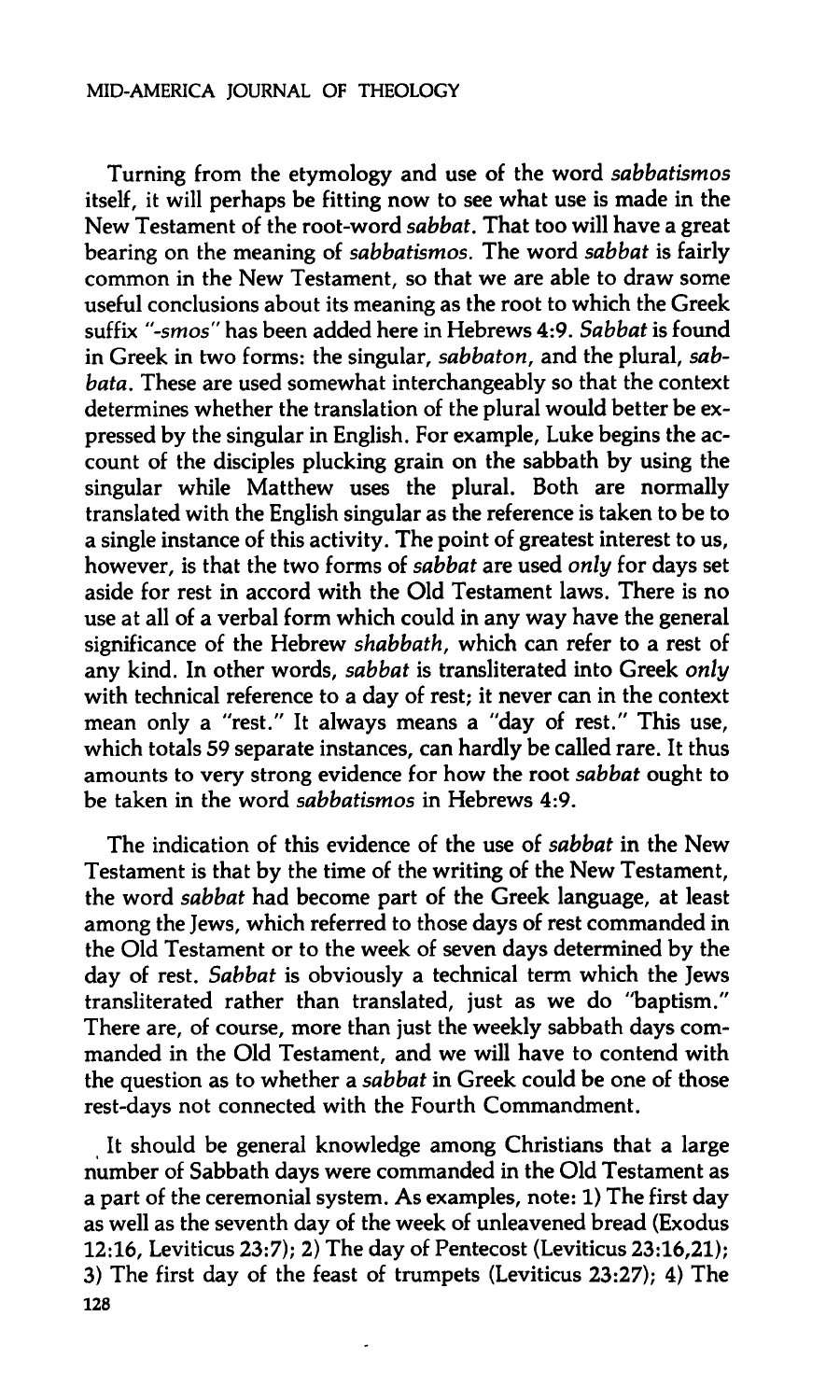Turning from the etymology and use of the word *sabbatismos* itself, it will perhaps be fitting now to see what use is made in the New Testament of the root-word *sabbat*. That too will have a great bearing on the meaning of *sabbatismos*. The word *sabbat* is fairly common in the New Testament, so that we are able to draw some useful conclusions about its meaning as the root to which the Greek suffix "*-smos*" has been added here in Hebrews 4:9. *Sabbat* is found in Greek in two forms: the singular, *sabbaton*, and the plural, *sabbata*. These are used somewhat interchangeably so that the context determines whether the translation of the plural would better be expressed by the singular in English. For example, Luke begins the account of the disciples plucking grain on the sabbath by using the singular while Matthew uses the plural. Both are normally translated with the English singular as the reference is taken to be to a single instance of this activity. The point of greatest interest to us, however, is that the two forms of *sabbat* are used *only* for days set aside for rest in accord with the Old Testament laws. There is no use at all of a verbal form which could in any way have the general significance of the Hebrew *shabbath*, which can refer to a rest of any kind. In other words, *sabbat* is transliterated into Greek *only* with technical reference to a day of rest; it never can in the context mean only a "rest." It always means a "day of rest." This use, which totals 59 separate instances, can hardly be called rare. It thus amounts to very strong evidence for how the root *sabbat* ought to be taken in the word *sabbatismos* in Hebrews 4:9.

The indication of this evidence of the use of *sabbat* in the New Testament is that by the time of the writing of the New Testament, the word *sabbat* had become part of the Greek language, at least among the Jews, which referred to those days of rest commanded in the Old Testament or to the week of seven days determined by the day of rest. *Sabbat* is obviously a technical term which the Jews transliterated rather than translated, just as we do "baptism." There are, of course, more than just the weekly sabbath days commanded in the Old Testament, and we will have to contend with the question as to whether a *sabbat* in Greek could be one of those rest-days not connected with the Fourth Commandment.

It should be general knowledge among Christians that a large number of Sabbath days were commanded in the Old Testament as a part of the ceremonial system. As examples, note: 1) The first day as well as the seventh day of the week of unleavened bread (Exodus 12:16, Leviticus 23:7); 2) The day of Pentecost (Leviticus 23:16,21); 3) The first day of the feast of trumpets (Leviticus 23:27); 4) The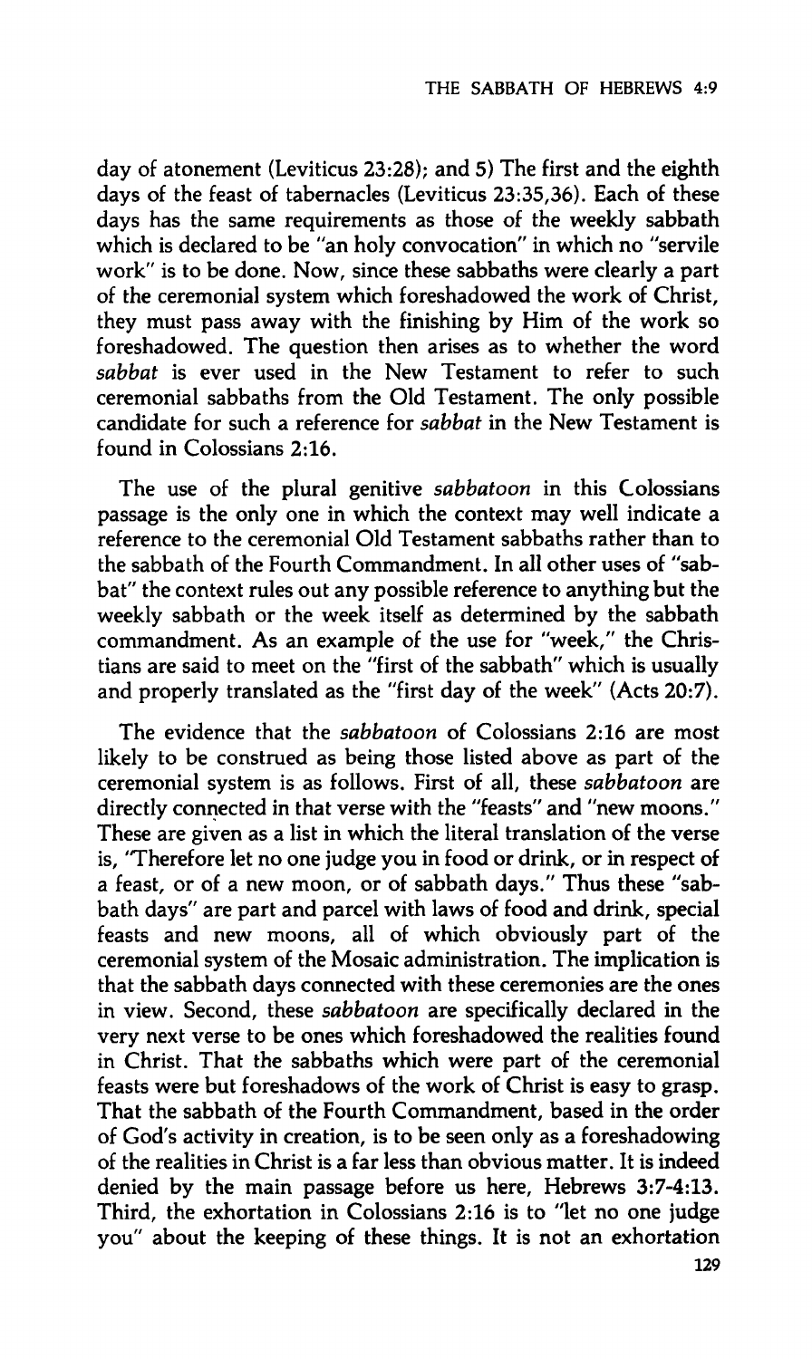day of atonement (Leviticus 23:28); and 5) The first and the eighth days of the feast of tabernacles (Leviticus 23:35,36). Each of these days has the same requirements as those of the weekly sabbath which is declared to be "an holy convocation" in which no "servile work" is to be done. Now, since these sabbaths were clearly a part of the ceremonial system which foreshadowed the work of Christ, they must pass away with the finishing by Him of the work so foreshadowed. The question then arises as to whether the word *sabbat* is ever used in the New Testament to refer to such ceremonial sabbaths from the Old Testament. The only possible candidate for such a reference for *sabbat* in the New Testament is found in Colossians 2:16.

The use of the plural genitive *sabbatoon* in this Colossians passage is the only one in which the context may well indicate a reference to the ceremonial Old Testament sabbaths rather than to the sabbath of the Fourth Commandment. In all other uses of "sabbat" the context rules out any possible reference to anything but the weekly sabbath or the week itself as determined by the sabbath commandment. As an example of the use for "week," the Christians are said to meet on the "first of the sabbath" which is usually and properly translated as the "first day of the week" (Acts 20:7).

The evidence that the *sabbatoon* of Colossians 2:16 are most likely to be construed as being those listed above as part of the ceremonial system is as follows. First of all, these *sabbatoon* are directly connected in that verse with the "feasts" and "new moons." These are given as a list in which the literal translation of the verse is, "Therefore let no one judge you in food or drink, or in respect of a feast, or of a new moon, or of sabbath days." Thus these "sabbath days" are part and parcel with laws of food and drink, special feasts and new moons, all of which obviously part of the ceremonial system of the Mosaic administration. The implication is that the sabbath days connected with these ceremonies are the ones in view. Second, these *sabbatoon* are specifically declared in the very next verse to be ones which foreshadowed the realities found in Christ. That the sabbaths which were part of the ceremonial feasts were but foreshadows of the work of Christ is easy to grasp. That the sabbath of the Fourth Commandment, based in the order of God's activity in creation, is to be seen only as a foreshadowing of the realities in Christ is a far less than obvious matter. It is indeed denied by the main passage before us here, Hebrews 3:7-4:13. Third, the exhortation in Colossians 2:16 is to "let no one judge you" about the keeping of these things. It is not an exhortation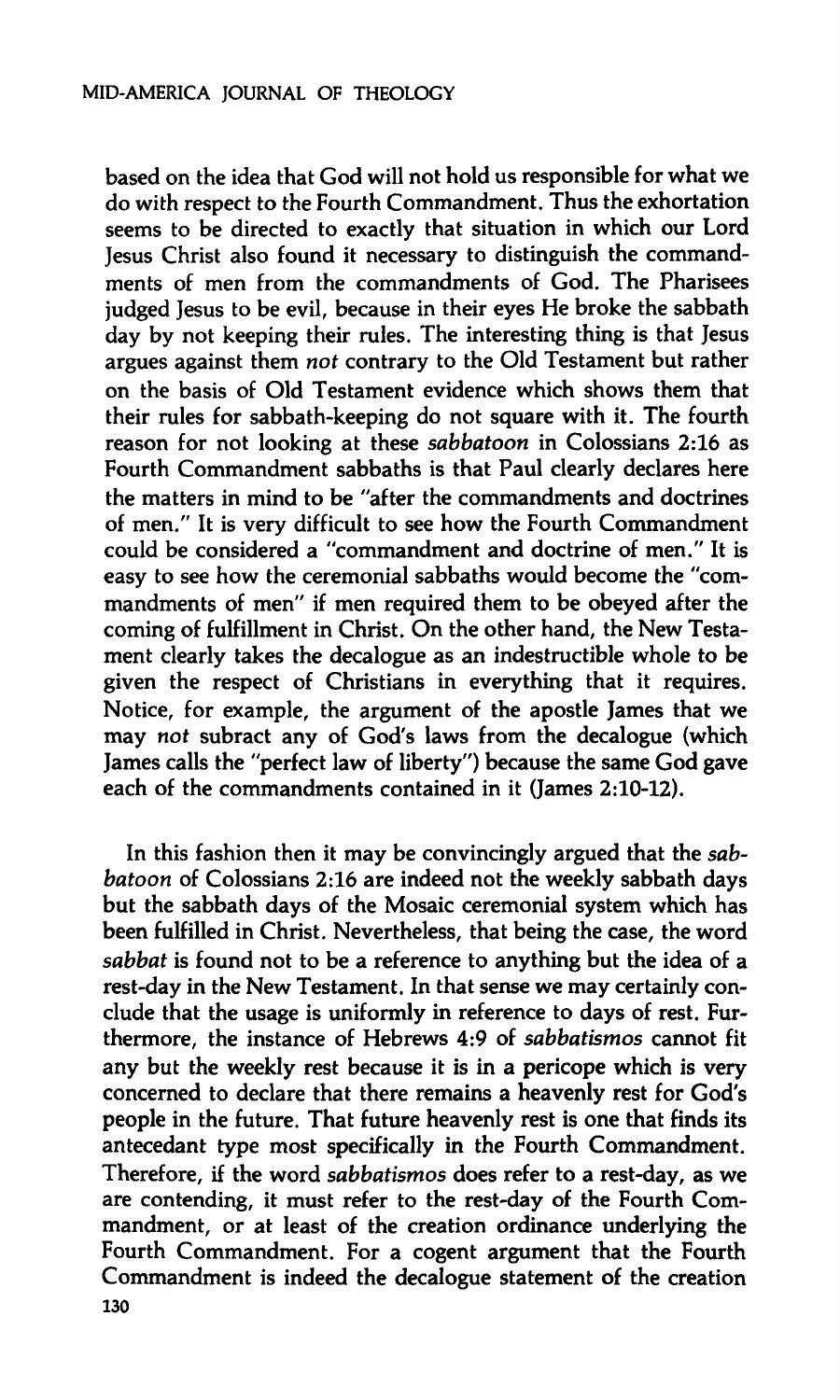based on the idea that God will not hold us responsible for what we do with respect to the Fourth Commandment. Thus the exhortation seems to be directed to exactly that situation in which our Lord Jesus Christ also found it necessary to distinguish the commandments of men from the commandments of God. The Pharisees judged Jesus to be evil, because in their eyes He broke the sabbath day by not keeping their rules. The interesting thing is that Jesus argues against them *not* contrary to the Old Testament but rather on the basis of Old Testament evidence which shows them that their rules for sabbath-keeping do not square with it. The fourth reason for not looking at these *sabbatoon* in Colossians 2:16 as Fourth Commandment sabbaths is that Paul clearly declares here the matters in mind to be "after the commandments and doctrines of men." It is very difficult to see how the Fourth Commandment could be considered a "commandment and doctrine of men." It is easy to see how the ceremonial sabbaths would become the "commandments of men" if men required them to be obeyed after the coming of fulfillment in Christ. On the other hand, the New Testament clearly takes the decalogue as an indestructible whole to be given the respect of Christians in everything that it requires. Notice, for example, the argument of the apostle James that we may *not* subract any of God's laws from the decalogue (which James calls the "perfect law of liberty") because the same God gave each of the commandments contained in it (James 2:10-12).

In this fashion then it may be convincingly argued that the *sabbatoon* of Colossians 2:16 are indeed not the weekly sabbath days but the sabbath days of the Mosaic ceremonial system which has been fulfilled in Christ. Nevertheless, that being the case, the word *sabbat* is found not to be a reference to anything but the idea of a rest-day in the New Testament. In that sense we may certainly conclude that the usage is uniformly in reference to days of rest. Furthermore, the instance of Hebrews 4:9 of *sabbatismos* cannot fit any but the weekly rest because it is in a pericope which is very concerned to declare that there remains a heavenly rest for God's people in the future. That future heavenly rest is one that finds its antecedant type most specifically in the Fourth Commandment. Therefore, if the word *sabbatismos* does refer to a rest-day, as we are contending, it must refer to the rest-day of the Fourth Commandment, or at least of the creation ordinance underlying the Fourth Commandment. For a cogent argument that the Fourth Commandment is indeed the decalogue statement of the creation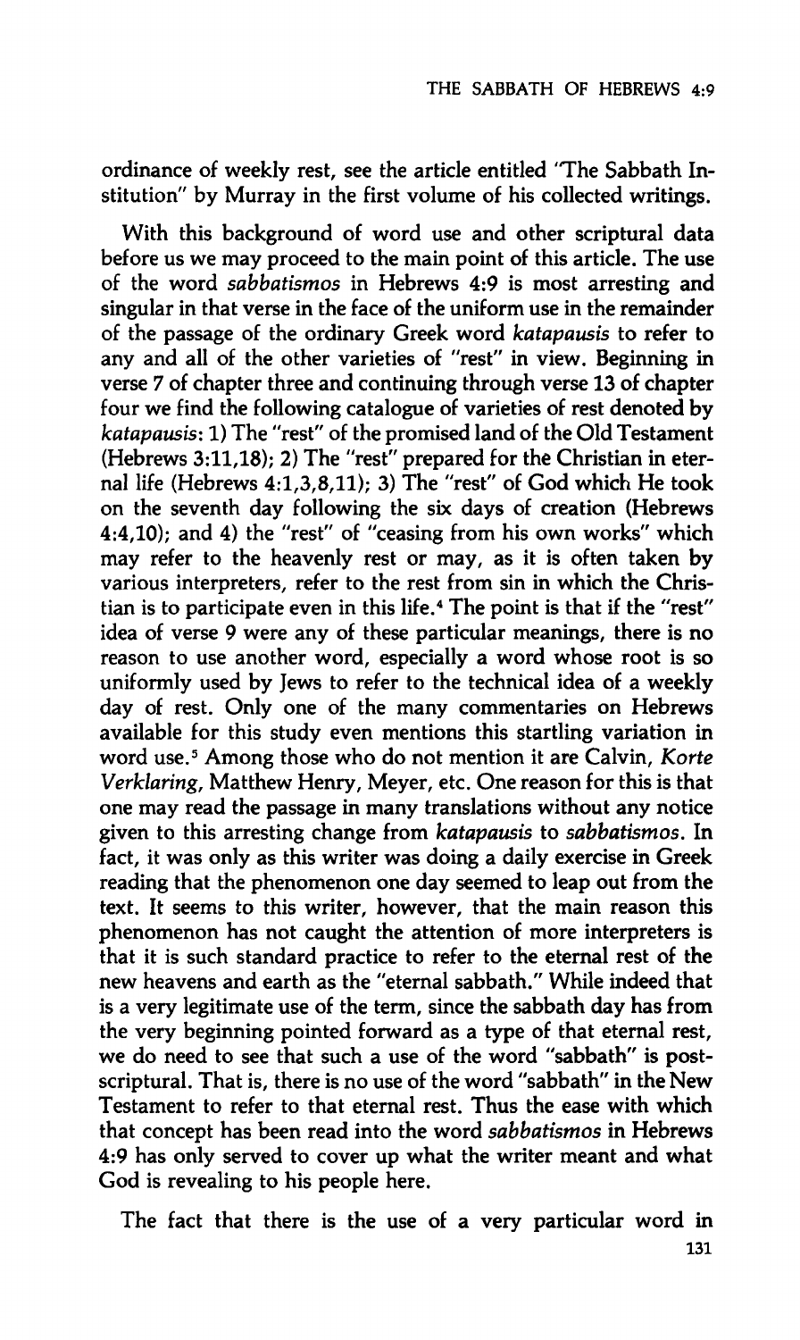ordinance of weekly rest, see the article entitled "The Sabbath Institution" by Murray in the first volume of his collected writings.

With this background of word use and other scriptural data before us we may proceed to the main point of this article. The use of the word *sabbatismos* in Hebrews 4:9 is most arresting and singular in that verse in the face of the uniform use in the remainder of the passage of the ordinary Greek word *katapausis* to refer to any and all of the other varieties of "rest" in view. Beginning in verse 7 of chapter three and continuing through verse 13 of chapter four we find the following catalogue of varieties of rest denoted by *katapausis*: 1) The "rest" of the promised land of the Old Testament (Hebrews 3:11,18); 2) The "rest" prepared for the Christian in eternal life (Hebrews 4:1,3,8,11); 3) The "rest" of God which He took on the seventh day following the six days of creation (Hebrews 4:4,10); and 4) the "rest" of "ceasing from his own works" which may refer to the heavenly rest or may, as it is often taken by various interpreters, refer to the rest from sin in which the Christian is to participate even in this life.[4] The point is that if the "rest" idea of verse 9 were any of these particular meanings, there is no reason to use another word, especially a word whose root is so uniformly used by Jews to refer to the technical idea of a weekly day of rest. Only one of the many commentaries on Hebrews available for this study even mentions this startling variation in word use.[5] Among those who do not mention it are Calvin, *Korte Verklaring*, Matthew Henry, Meyer, etc. One reason for this is that one may read the passage in many translations without any notice given to this arresting change from *katapausis* to *sabbatismos*. In fact, it was only as this writer was doing a daily exercise in Greek reading that the phenomenon one day seemed to leap out from the text. It seems to this writer, however, that the main reason this phenomenon has not caught the attention of more interpreters is that it is such standard practice to refer to the eternal rest of the new heavens and earth as the "eternal sabbath." While indeed that is a very legitimate use of the term, since the sabbath day has from the very beginning pointed forward as a type of that eternal rest, we do need to see that such a use of the word "sabbath" is post-scriptural. That is, there is no use of the word "sabbath" in the New Testament to refer to that eternal rest. Thus the ease with which that concept has been read into the word *sabbatismos* in Hebrews 4:9 has only served to cover up what the writer meant and what God is revealing to his people here.

The fact that there is the use of a very particular word in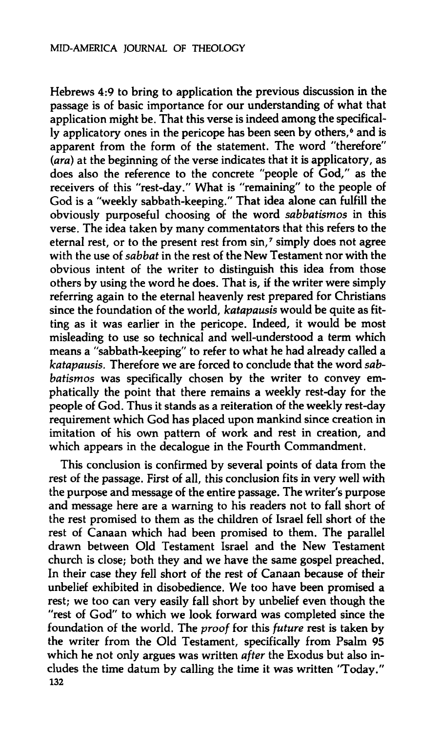Hebrews 4:9 to bring to application the previous discussion in the passage is of basic importance for our understanding of what that application might be. That this verse is indeed among the specifically applicatory ones in the pericope has been seen by others,[6] and is apparent from the form of the statement. The word "therefore" (*ara*) at the beginning of the verse indicates that it is applicatory, as does also the reference to the concrete "people of God," as the receivers of this "rest-day." What is "remaining" to the people of God is a "weekly sabbath-keeping." That idea alone can fulfill the obviously purposeful choosing of the word *sabbatismos* in this verse. The idea taken by many commentators that this refers to the eternal rest, or to the present rest from sin,[7] simply does not agree with the use of *sabbat* in the rest of the New Testament nor with the obvious intent of the writer to distinguish this idea from those others by using the word he does. That is, if the writer were simply referring again to the eternal heavenly rest prepared for Christians since the foundation of the world, *katapausis* would be quite as fitting as it was earlier in the pericope. Indeed, it would be most misleading to use so technical and well-understood a term which means a "sabbath-keeping" to refer to what he had already called a *katapausis.* Therefore we are forced to conclude that the word *sabbatismos* was specifically chosen by the writer to convey emphatically the point that there remains a weekly rest-day for the people of God. Thus it stands as a reiteration of the weekly rest-day requirement which God has placed upon mankind since creation in imitation of his own pattern of work and rest in creation, and which appears in the decalogue in the Fourth Commandment.

This conclusion is confirmed by several points of data from the rest of the passage. First of all, this conclusion fits in very well with the purpose and message of the entire passage. The writer's purpose and message here are a warning to his readers not to fall short of the rest promised to them as the children of Israel fell short of the rest of Canaan which had been promised to them. The parallel drawn between Old Testament Israel and the New Testament church is close; both they and we have the same gospel preached. In their case they fell short of the rest of Canaan because of their unbelief exhibited in disobedience. We too have been promised a rest; we too can very easily fall short by unbelief even though the "rest of God" to which we look forward was completed since the foundation of the world. The *proof* for this *future* rest is taken by the writer from the Old Testament, specifically from Psalm 95 which he not only argues was written *after* the Exodus but also includes the time datum by calling the time it was written "Today."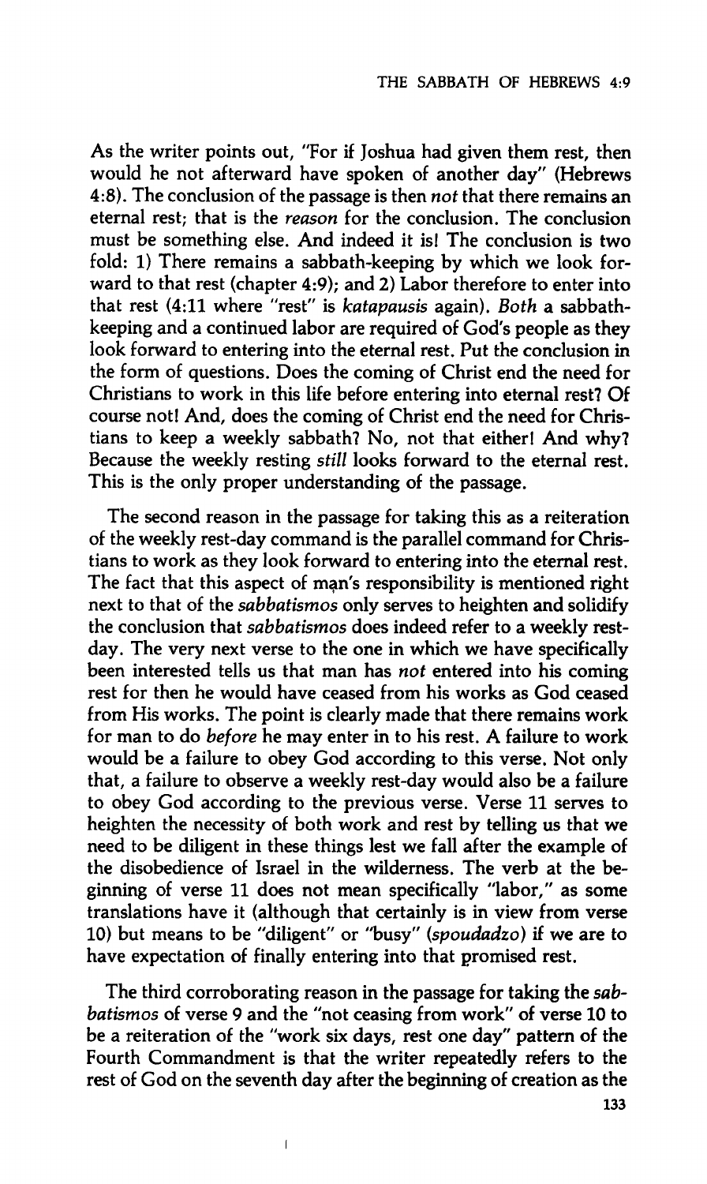As the writer points out, "For if Joshua had given them rest, then would he not afterward have spoken of another day" (Hebrews 4:8). The conclusion of the passage is then *not* that there remains an eternal rest; that is the *reason* for the conclusion. The conclusion must be something else. And indeed it is! The conclusion is two fold: 1) There remains a sabbath-keeping by which we look forward to that rest (chapter 4:9); and 2) Labor therefore to enter into that rest (4:11 where "rest" is *katapausis* again). *Both* a sabbath-keeping and a continued labor are required of God's people as they look forward to entering into the eternal rest. Put the conclusion in the form of questions. Does the coming of Christ end the need for Christians to work in this life before entering into eternal rest? Of course not! And, does the coming of Christ end the need for Christians to keep a weekly sabbath? No, not that either! And why? Because the weekly resting *still* looks forward to the eternal rest. This is the only proper understanding of the passage.

The second reason in the passage for taking this as a reiteration of the weekly rest-day command is the parallel command for Christians to work as they look forward to entering into the eternal rest. The fact that this aspect of man's responsibility is mentioned right next to that of the *sabbatismos* only serves to heighten and solidify the conclusion that *sabbatismos* does indeed refer to a weekly rest-day. The very next verse to the one in which we have specifically been interested tells us that man has *not* entered into his coming rest for then he would have ceased from his works as God ceased from His works. The point is clearly made that there remains work for man to do *before* he may enter in to his rest. A failure to work would be a failure to obey God according to this verse. Not only that, a failure to observe a weekly rest-day would also be a failure to obey God according to the previous verse. Verse 11 serves to heighten the necessity of both work and rest by telling us that we need to be diligent in these things lest we fall after the example of the disobedience of Israel in the wilderness. The verb at the beginning of verse 11 does not mean specifically "labor," as some translations have it (although that certainly is in view from verse 10) but means to be "diligent" or "busy" (*spoudadzo*) if we are to have expectation of finally entering into that promised rest.

The third corroborating reason in the passage for taking the *sabbatismos* of verse 9 and the "not ceasing from work" of verse 10 to be a reiteration of the "work six days, rest one day" pattern of the Fourth Commandment is that the writer repeatedly refers to the rest of God on the seventh day after the beginning of creation as the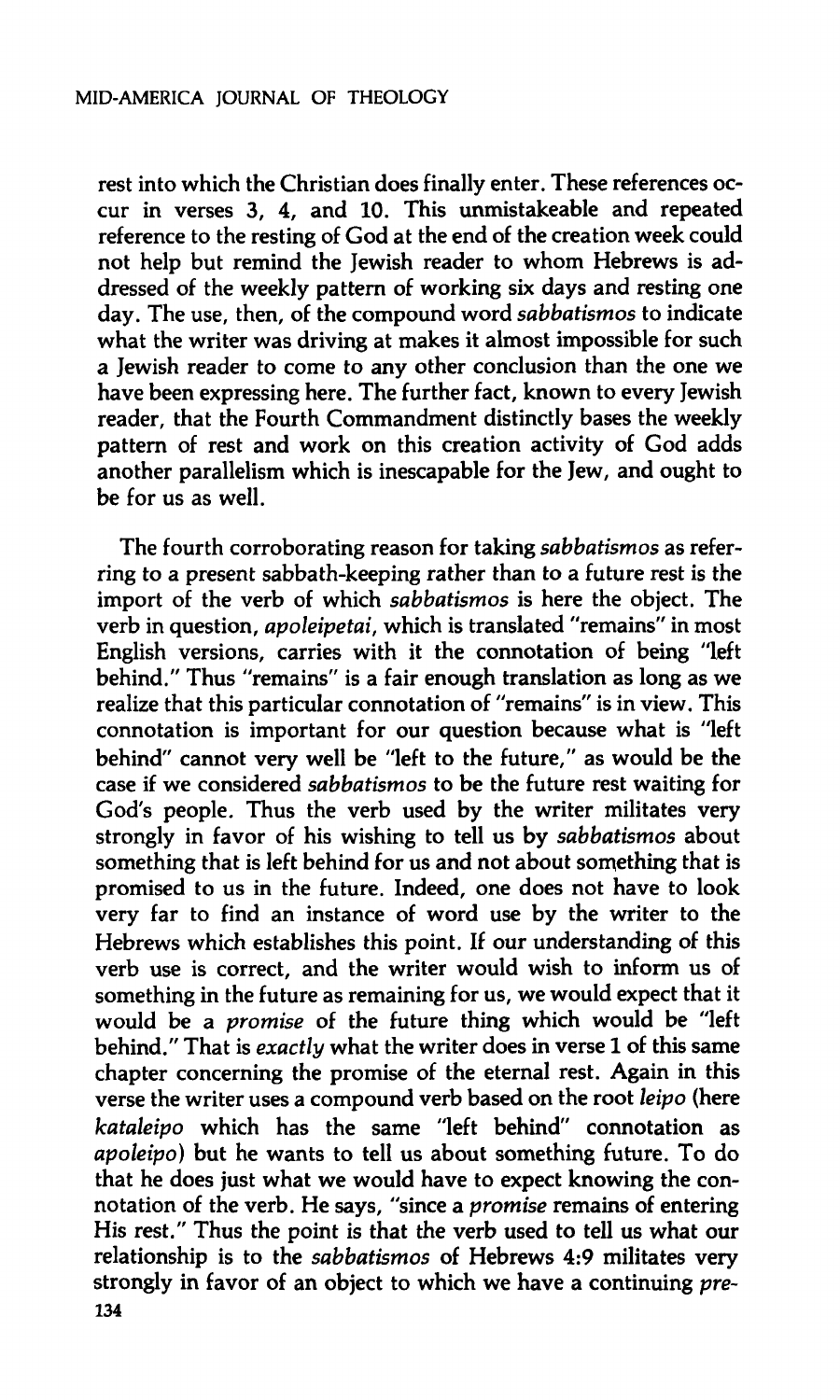rest into which the Christian does finally enter. These references occur in verses 3, 4, and 10. This unmistakeable and repeated reference to the resting of God at the end of the creation week could not help but remind the Jewish reader to whom Hebrews is addressed of the weekly pattern of working six days and resting one day. The use, then, of the compound word *sabbatismos* to indicate what the writer was driving at makes it almost impossible for such a Jewish reader to come to any other conclusion than the one we have been expressing here. The further fact, known to every Jewish reader, that the Fourth Commandment distinctly bases the weekly pattern of rest and work on this creation activity of God adds another parallelism which is inescapable for the Jew, and ought to be for us as well.

The fourth corroborating reason for taking *sabbatismos* as referring to a present sabbath-keeping rather than to a future rest is the import of the verb of which *sabbatismos* is here the object. The verb in question, *apoleipetai*, which is translated "remains" in most English versions, carries with it the connotation of being "left behind." Thus "remains" is a fair enough translation as long as we realize that this particular connotation of "remains" is in view. This connotation is important for our question because what is "left behind" cannot very well be "left to the future," as would be the case if we considered *sabbatismos* to be the future rest waiting for God's people. Thus the verb used by the writer militates very strongly in favor of his wishing to tell us by *sabbatismos* about something that is left behind for us and not about something that is promised to us in the future. Indeed, one does not have to look very far to find an instance of word use by the writer to the Hebrews which establishes this point. If our understanding of this verb use is correct, and the writer would wish to inform us of something in the future as remaining for us, we would expect that it would be a *promise* of the future thing which would be "left behind." That is *exactly* what the writer does in verse 1 of this same chapter concerning the promise of the eternal rest. Again in this verse the writer uses a compound verb based on the root *leipo* (here *kataleipo* which has the same "left behind" connotation as *apoleipo*) but he wants to tell us about something future. To do that he does just what we would have to expect knowing the connotation of the verb. He says, "since a *promise* remains of entering His rest." Thus the point is that the verb used to tell us what our relationship is to the *sabbatismos* of Hebrews 4:9 militates very strongly in favor of an object to which we have a continuing *pre-*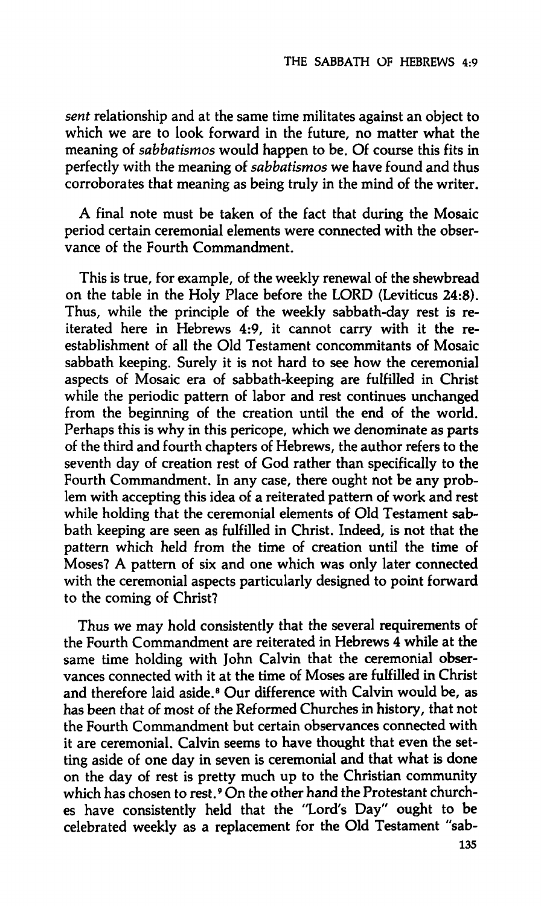*sent* relationship and at the same time militates against an object to which we are to look forward in the future, no matter what the meaning of *sabbatismos* would happen to be. Of course this fits in perfectly with the meaning of *sabbatismos* we have found and thus corroborates that meaning as being truly in the mind of the writer.

A final note must be taken of the fact that during the Mosaic period certain ceremonial elements were connected with the observance of the Fourth Commandment.

This is true, for example, of the weekly renewal of the shewbread on the table in the Holy Place before the LORD (Leviticus 24:8). Thus, while the principle of the weekly sabbath-day rest is reiterated here in Hebrews 4:9, it cannot carry with it the reestablishment of all the Old Testament concommitants of Mosaic sabbath keeping. Surely it is not hard to see how the ceremonial aspects of Mosaic era of sabbath-keeping are fulfilled in Christ while the periodic pattern of labor and rest continues unchanged from the beginning of the creation until the end of the world. Perhaps this is why in this pericope, which we denominate as parts of the third and fourth chapters of Hebrews, the author refers to the seventh day of creation rest of God rather than specifically to the Fourth Commandment. In any case, there ought not be any problem with accepting this idea of a reiterated pattern of work and rest while holding that the ceremonial elements of Old Testament sabbath keeping are seen as fulfilled in Christ. Indeed, is not that the pattern which held from the time of creation until the time of Moses? A pattern of six and one which was only later connected with the ceremonial aspects particularly designed to point forward to the coming of Christ?

Thus we may hold consistently that the several requirements of the Fourth Commandment are reiterated in Hebrews 4 while at the same time holding with John Calvin that the ceremonial observances connected with it at the time of Moses are fulfilled in Christ and therefore laid aside.[8] Our difference with Calvin would be, as has been that of most of the Reformed Churches in history, that not the Fourth Commandment but certain observances connected with it are ceremonial. Calvin seems to have thought that even the setting aside of one day in seven is ceremonial and that what is done on the day of rest is pretty much up to the Christian community which has chosen to rest.[9] On the other hand the Protestant churches have consistently held that the "Lord's Day" ought to be celebrated weekly as a replacement for the Old Testament "sab-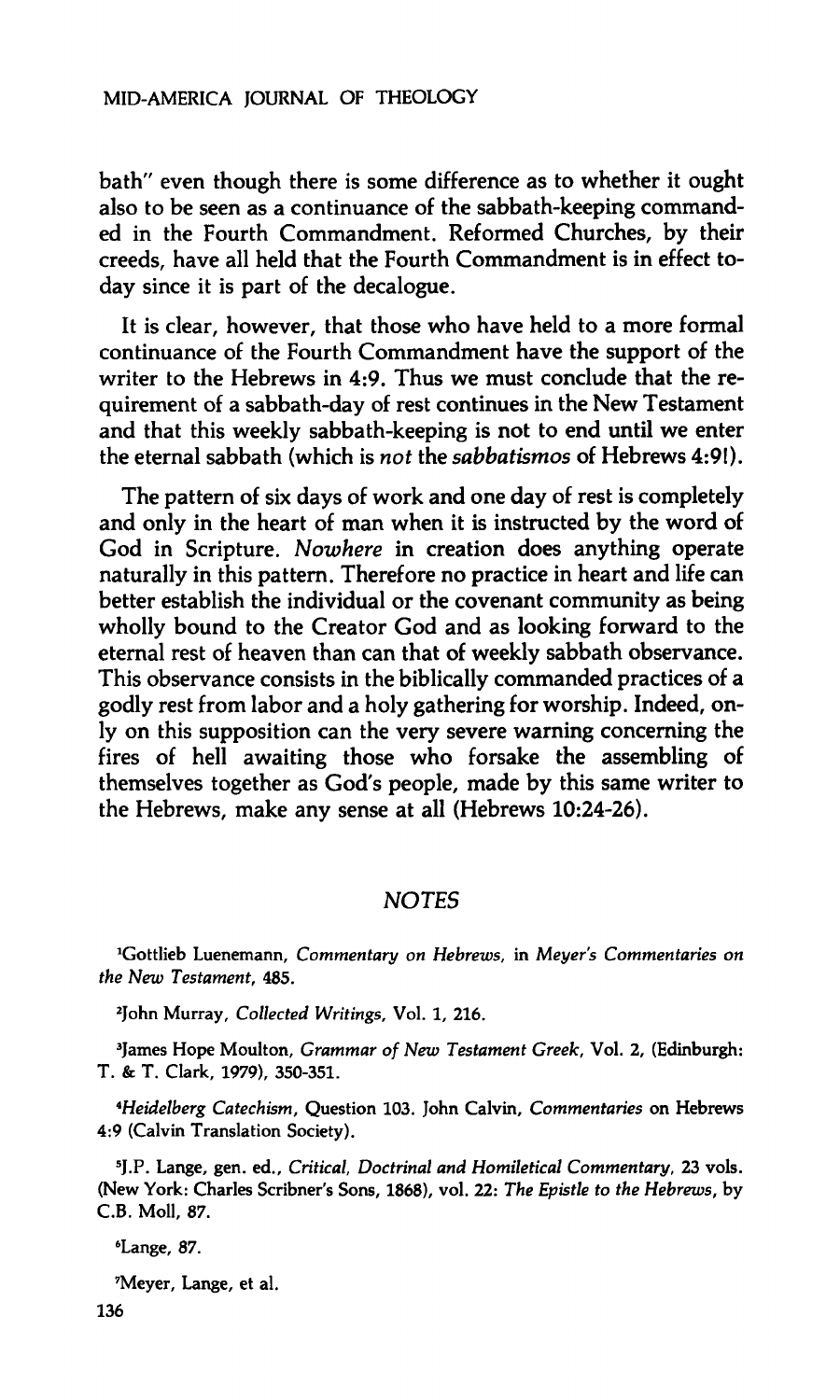bath" even though there is some difference as to whether it ought also to be seen as a continuance of the sabbath-keeping commanded in the Fourth Commandment. Reformed Churches, by their creeds, have all held that the Fourth Commandment is in effect today since it is part of the decalogue.

It is clear, however, that those who have held to a more formal continuance of the Fourth Commandment have the support of the writer to the Hebrews in 4:9. Thus we must conclude that the requirement of a sabbath-day of rest continues in the New Testament and that this weekly sabbath-keeping is not to end until we enter the eternal sabbath (which is *not* the *sabbatismos* of Hebrews 4:9!).

The pattern of six days of work and one day of rest is completely and only in the heart of man when it is instructed by the word of God in Scripture. *Nowhere* in creation does anything operate naturally in this pattern. Therefore no practice in heart and life can better establish the individual or the covenant community as being wholly bound to the Creator God and as looking forward to the eternal rest of heaven than can that of weekly sabbath observance. This observance consists in the biblically commanded practices of a godly rest from labor and a holy gathering for worship. Indeed, only on this supposition can the very severe warning concerning the fires of hell awaiting those who forsake the assembling of themselves together as God's people, made by this same writer to the Hebrews, make any sense at all (Hebrews 10:24-26).

## *NOTES*

[1]Gottlieb Luenemann, *Commentary on Hebrews*, in *Meyer's Commentaries on the New Testament*, 485.

[2]John Murray, *Collected Writings*, Vol. 1, 216.

[3]James Hope Moulton, *Grammar of New Testament Greek*, Vol. 2, (Edinburgh: T. & T. Clark, 1979), 350-351.

[4]*Heidelberg Catechism*, Question 103. John Calvin, *Commentaries* on Hebrews 4:9 (Calvin Translation Society).

[5]J.P. Lange, gen. ed., *Critical, Doctrinal and Homiletical Commentary*, 23 vols. (New York: Charles Scribner's Sons, 1868), vol. 22: *The Epistle to the Hebrews*, by C.B. Moll, 87.

[6]Lange, 87.

[7]Meyer, Lange, et al.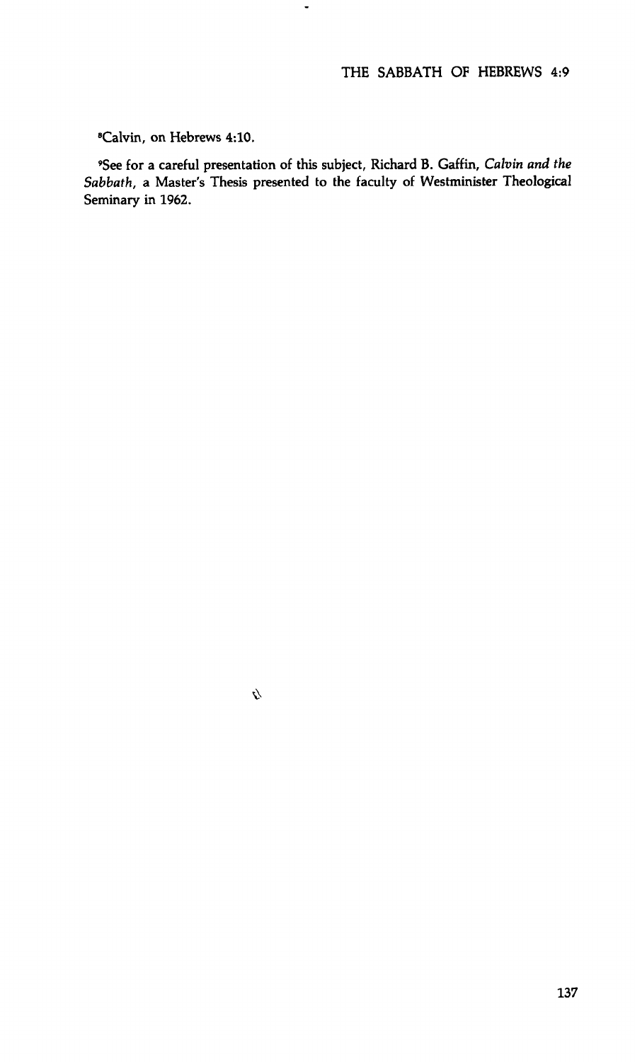[8]Calvin, on Hebrews 4:10.

[9]See for a careful presentation of this subject, Richard B. Gaffin, *Calvin and the Sabbath*, a Master's Thesis presented to the faculty of Westminister Theological Seminary in 1962.